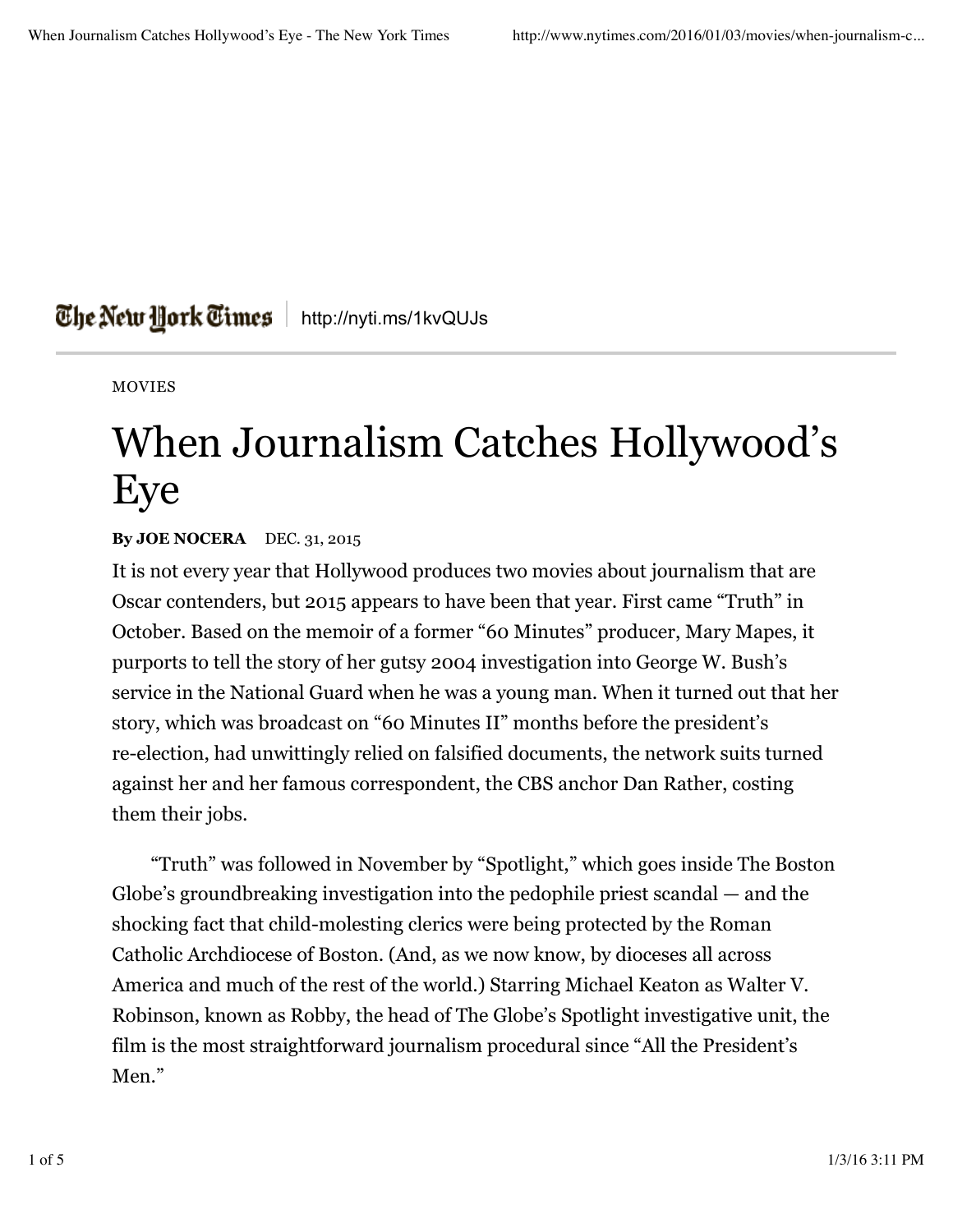The New York Times | http://nyti.ms/1kvQUJs

MOVIES

# When Journalism Catches Hollywood's Eye

**By JOE NOCERA** DEC. 31, 2015

It is not every year that Hollywood produces two movies about journalism that are Oscar contenders, but 2015 appears to have been that year. First came "Truth" in October. Based on the memoir of a former "60 Minutes" producer, Mary Mapes, it purports to tell the story of her gutsy 2004 investigation into George W. Bush's service in the National Guard when he was a young man. When it turned out that her story, which was broadcast on "60 Minutes II" months before the president's re-election, had unwittingly relied on falsified documents, the network suits turned against her and her famous correspondent, the CBS anchor Dan Rather, costing them their jobs.

"Truth" was followed in November by "Spotlight," which goes inside The Boston Globe's groundbreaking investigation into the pedophile priest scandal — and the shocking fact that child-molesting clerics were being protected by the Roman Catholic Archdiocese of Boston. (And, as we now know, by dioceses all across America and much of the rest of the world.) Starring Michael Keaton as Walter V. Robinson, known as Robby, the head of The Globe's Spotlight investigative unit, the film is the most straightforward journalism procedural since "All the President's Men."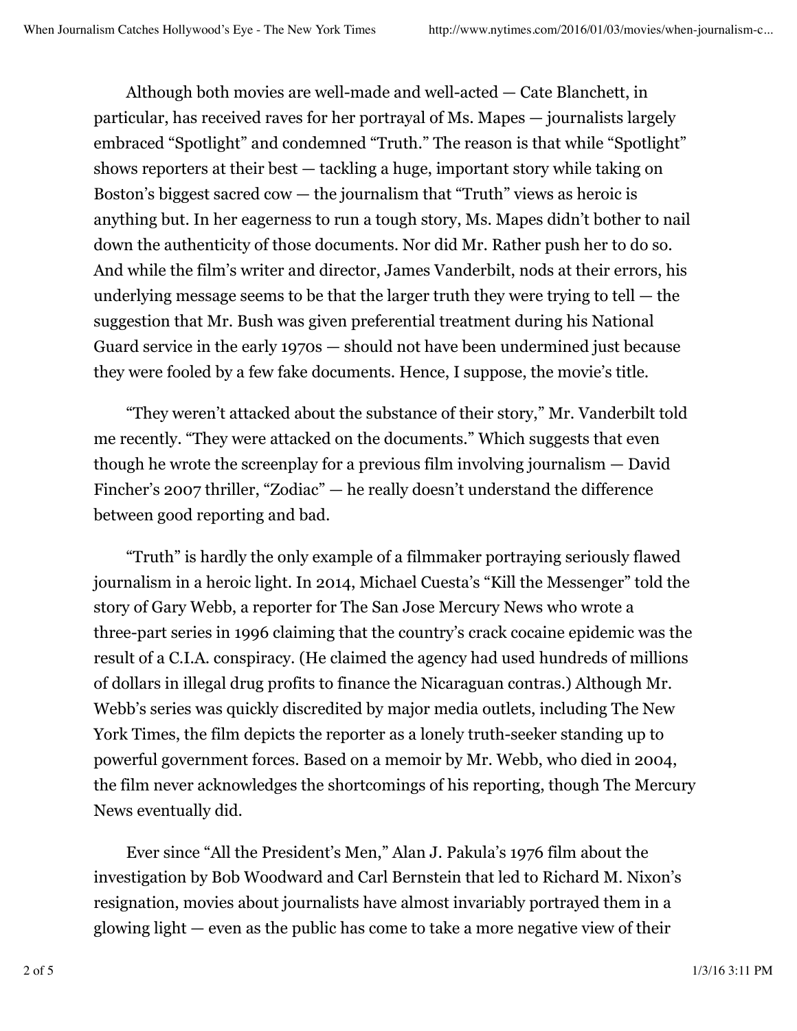Although both movies are well-made and well-acted — Cate Blanchett, in particular, has received raves for her portrayal of Ms. Mapes — journalists largely embraced "Spotlight" and condemned "Truth." The reason is that while "Spotlight" shows reporters at their best — tackling a huge, important story while taking on Boston's biggest sacred cow — the journalism that "Truth" views as heroic is anything but. In her eagerness to run a tough story, Ms. Mapes didn't bother to nail down the authenticity of those documents. Nor did Mr. Rather push her to do so. And while the film's writer and director, James Vanderbilt, nods at their errors, his underlying message seems to be that the larger truth they were trying to tell — the suggestion that Mr. Bush was given preferential treatment during his National Guard service in the early 1970s — should not have been undermined just because they were fooled by a few fake documents. Hence, I suppose, the movie's title.

"They weren't attacked about the substance of their story," Mr. Vanderbilt told me recently. "They were attacked on the documents." Which suggests that even though he wrote the screenplay for a previous film involving journalism — David Fincher's 2007 thriller, "Zodiac" — he really doesn't understand the difference between good reporting and bad.

"Truth" is hardly the only example of a filmmaker portraying seriously flawed journalism in a heroic light. In 2014, Michael Cuesta's "Kill the Messenger" told the story of Gary Webb, a reporter for The San Jose Mercury News who wrote a three-part series in 1996 claiming that the country's crack cocaine epidemic was the result of a C.I.A. conspiracy. (He claimed the agency had used hundreds of millions of dollars in illegal drug profits to finance the Nicaraguan contras.) Although Mr. Webb's series was quickly discredited by major media outlets, including The New York Times, the film depicts the reporter as a lonely truth-seeker standing up to powerful government forces. Based on a memoir by Mr. Webb, who died in 2004, the film never acknowledges the shortcomings of his reporting, though The Mercury News eventually did.

Ever since "All the President's Men," Alan J. Pakula's 1976 film about the investigation by Bob Woodward and Carl Bernstein that led to Richard M. Nixon's resignation, movies about journalists have almost invariably portrayed them in a glowing light — even as the public has come to take a more negative view of their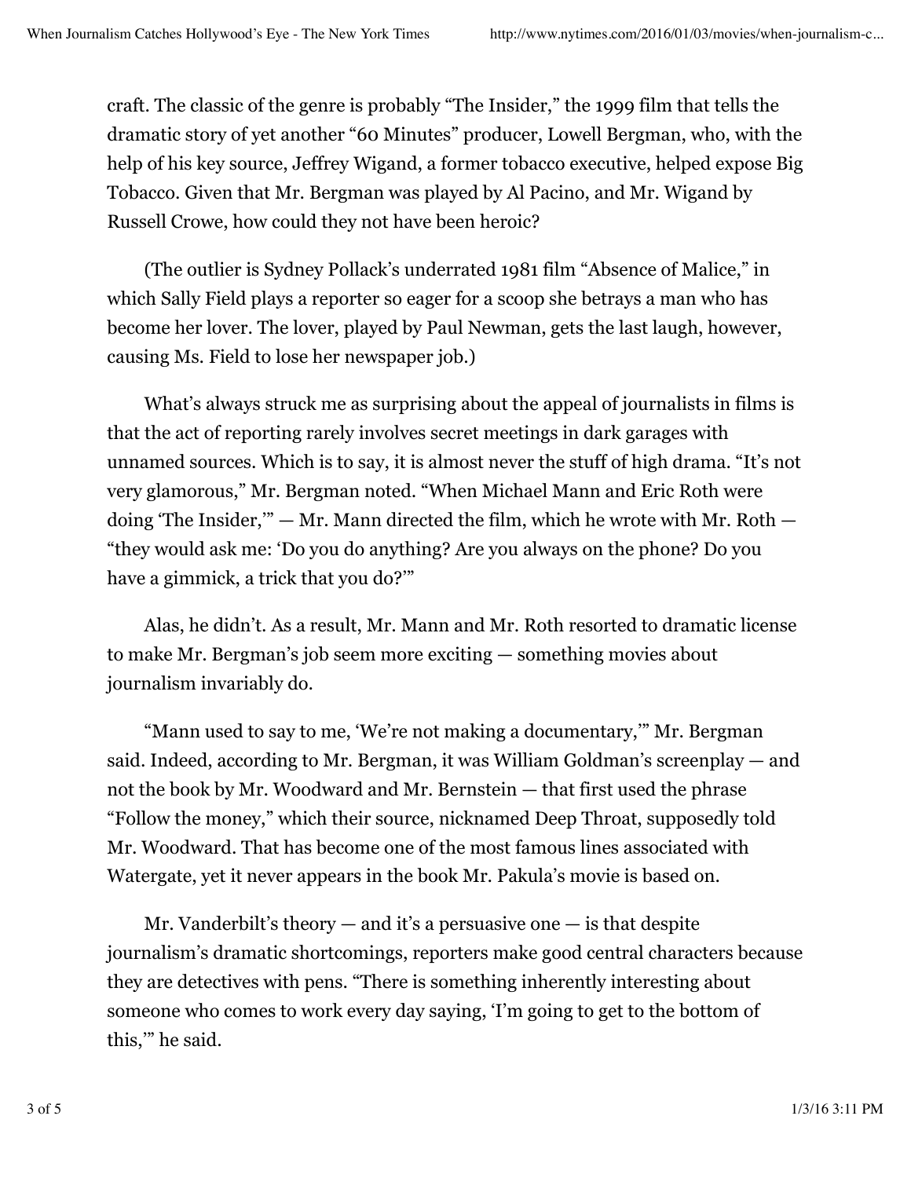craft. The classic of the genre is probably "The Insider," the 1999 film that tells the dramatic story of yet another "60 Minutes" producer, Lowell Bergman, who, with the help of his key source, Jeffrey Wigand, a former tobacco executive, helped expose Big Tobacco. Given that Mr. Bergman was played by Al Pacino, and Mr. Wigand by Russell Crowe, how could they not have been heroic?

(The outlier is Sydney Pollack's underrated 1981 film "Absence of Malice," in which Sally Field plays a reporter so eager for a scoop she betrays a man who has become her lover. The lover, played by Paul Newman, gets the last laugh, however, causing Ms. Field to lose her newspaper job.)

What's always struck me as surprising about the appeal of journalists in films is that the act of reporting rarely involves secret meetings in dark garages with unnamed sources. Which is to say, it is almost never the stuff of high drama. "It's not very glamorous," Mr. Bergman noted. "When Michael Mann and Eric Roth were doing 'The Insider,'" — Mr. Mann directed the film, which he wrote with Mr. Roth — "they would ask me: 'Do you do anything? Are you always on the phone? Do you have a gimmick, a trick that you do?'"

Alas, he didn't. As a result, Mr. Mann and Mr. Roth resorted to dramatic license to make Mr. Bergman's job seem more exciting — something movies about journalism invariably do.

"Mann used to say to me, 'We're not making a documentary,'" Mr. Bergman said. Indeed, according to Mr. Bergman, it was William Goldman's screenplay — and not the book by Mr. Woodward and Mr. Bernstein — that first used the phrase "Follow the money," which their source, nicknamed Deep Throat, supposedly told Mr. Woodward. That has become one of the most famous lines associated with Watergate, yet it never appears in the book Mr. Pakula's movie is based on.

Mr. Vanderbilt's theory — and it's a persuasive one — is that despite journalism's dramatic shortcomings, reporters make good central characters because they are detectives with pens. "There is something inherently interesting about someone who comes to work every day saying, 'I'm going to get to the bottom of this,'" he said.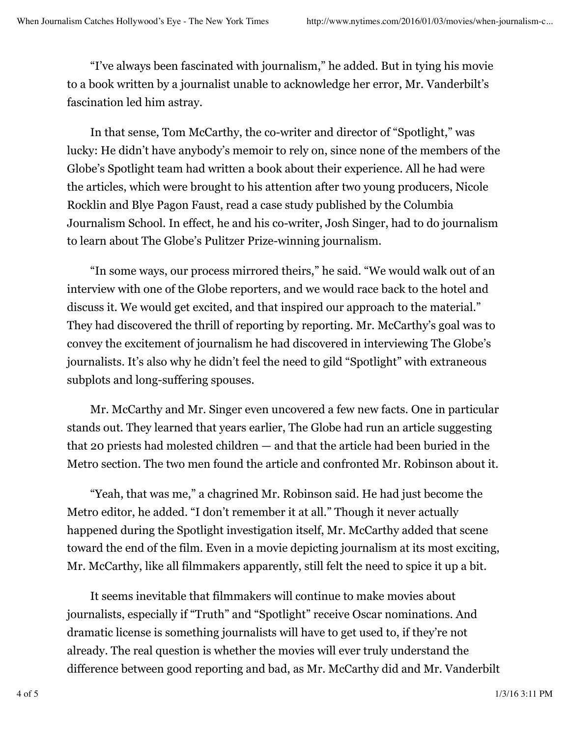"I've always been fascinated with journalism," he added. But in tying his movie to a book written by a journalist unable to acknowledge her error, Mr. Vanderbilt's fascination led him astray.

In that sense, Tom McCarthy, the co-writer and director of "Spotlight," was lucky: He didn't have anybody's memoir to rely on, since none of the members of the Globe's Spotlight team had written a book about their experience. All he had were the articles, which were brought to his attention after two young producers, Nicole Rocklin and Blye Pagon Faust, read a case study published by the Columbia Journalism School. In effect, he and his co-writer, Josh Singer, had to do journalism to learn about The Globe's Pulitzer Prize-winning journalism.

"In some ways, our process mirrored theirs," he said. "We would walk out of an interview with one of the Globe reporters, and we would race back to the hotel and discuss it. We would get excited, and that inspired our approach to the material." They had discovered the thrill of reporting by reporting. Mr. McCarthy's goal was to convey the excitement of journalism he had discovered in interviewing The Globe's journalists. It's also why he didn't feel the need to gild "Spotlight" with extraneous subplots and long-suffering spouses.

Mr. McCarthy and Mr. Singer even uncovered a few new facts. One in particular stands out. They learned that years earlier, The Globe had run an article suggesting that 20 priests had molested children — and that the article had been buried in the Metro section. The two men found the article and confronted Mr. Robinson about it.

"Yeah, that was me," a chagrined Mr. Robinson said. He had just become the Metro editor, he added. "I don't remember it at all." Though it never actually happened during the Spotlight investigation itself, Mr. McCarthy added that scene toward the end of the film. Even in a movie depicting journalism at its most exciting, Mr. McCarthy, like all filmmakers apparently, still felt the need to spice it up a bit.

It seems inevitable that filmmakers will continue to make movies about journalists, especially if "Truth" and "Spotlight" receive Oscar nominations. And dramatic license is something journalists will have to get used to, if they're not already. The real question is whether the movies will ever truly understand the difference between good reporting and bad, as Mr. McCarthy did and Mr. Vanderbilt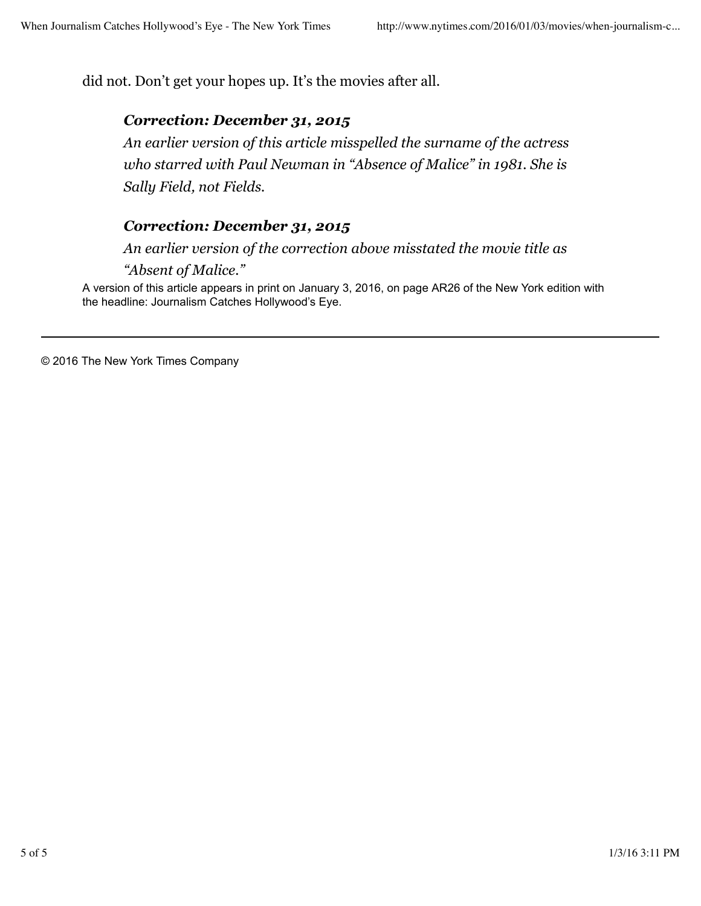did not. Don’t get your hopes up. It’s the movies after all.

***Correction: December 31, 2015***

*An earlier version of this article misspelled the surname of the actress who starred with Paul Newman in “Absence of Malice” in 1981. She is Sally Field, not Fields.*

***Correction: December 31, 2015***

*An earlier version of the correction above misstated the movie title as “Absent of Malice.”*

A version of this article appears in print on January 3, 2016, on page AR26 of the New York edition with the headline: Journalism Catches Hollywood’s Eye.

---

© 2016 The New York Times Company